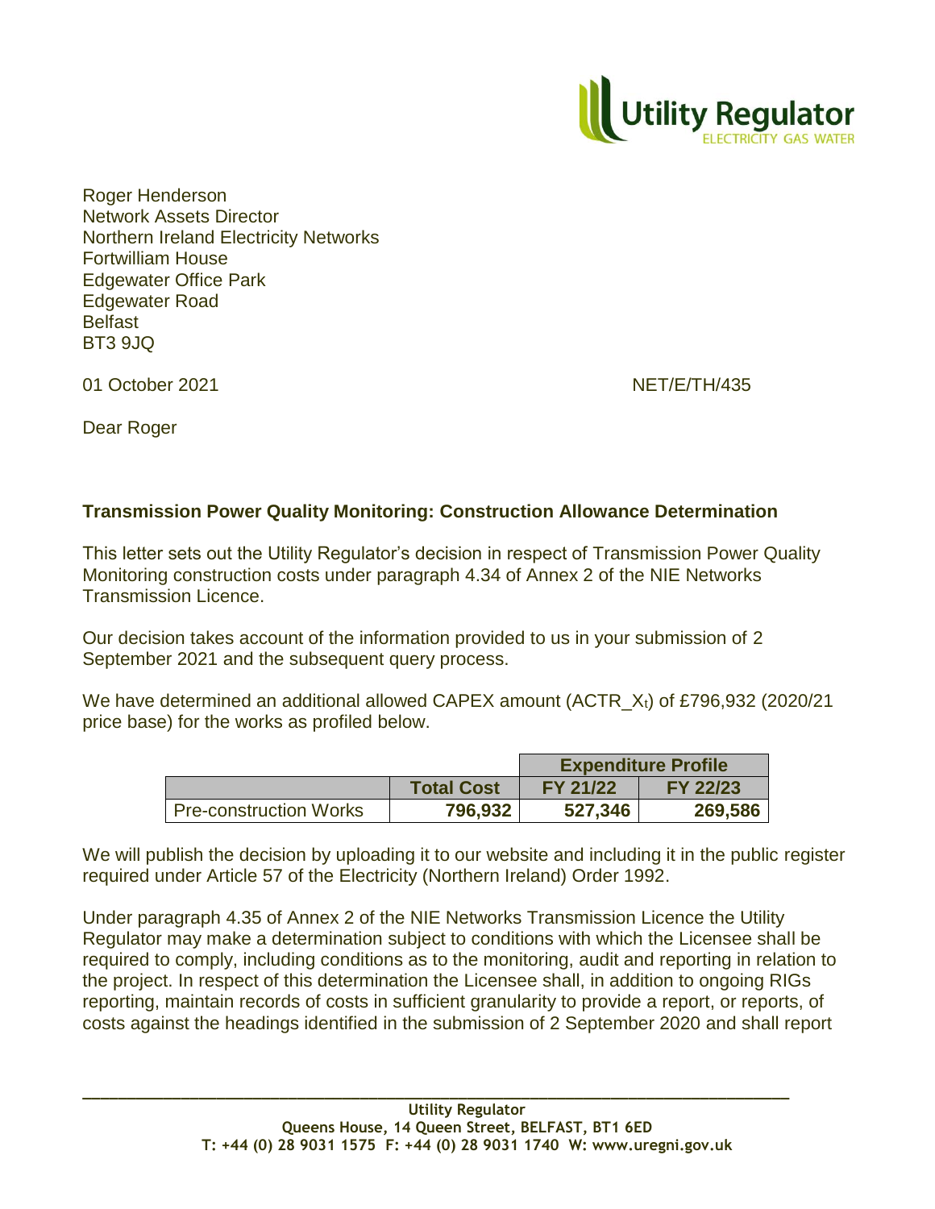Roger Henderson
Network Assets Director
Northern Ireland Electricity Networks
Fortwilliam House
Edgewater Office Park
Edgewater Road
Belfast
BT3 9JQ

01 October 2021 NET/E/TH/435

Dear Roger

**Transmission Power Quality Monitoring: Construction Allowance Determination**

This letter sets out the Utility Regulator's decision in respect of Transmission Power Quality Monitoring construction costs under paragraph 4.34 of Annex 2 of the NIE Networks Transmission Licence.

Our decision takes account of the information provided to us in your submission of 2 September 2021 and the subsequent query process.

We have determined an additional allowed CAPEX amount ($ACTR\_X_t$) of £796,932 (2020/21 price base) for the works as profiled below.

| | | **Expenditure Profile** | |
|---|---|---|---|
| | **Total Cost** | **FY 21/22** | **FY 22/23** |
| Pre-construction Works | **796,932** | **527,346** | **269,586** |

We will publish the decision by uploading it to our website and including it in the public register required under Article 57 of the Electricity (Northern Ireland) Order 1992.

Under paragraph 4.35 of Annex 2 of the NIE Networks Transmission Licence the Utility Regulator may make a determination subject to conditions with which the Licensee shall be required to comply, including conditions as to the monitoring, audit and reporting in relation to the project. In respect of this determination the Licensee shall, in addition to ongoing RIGs reporting, maintain records of costs in sufficient granularity to provide a report, or reports, of costs against the headings identified in the submission of 2 September 2020 and shall report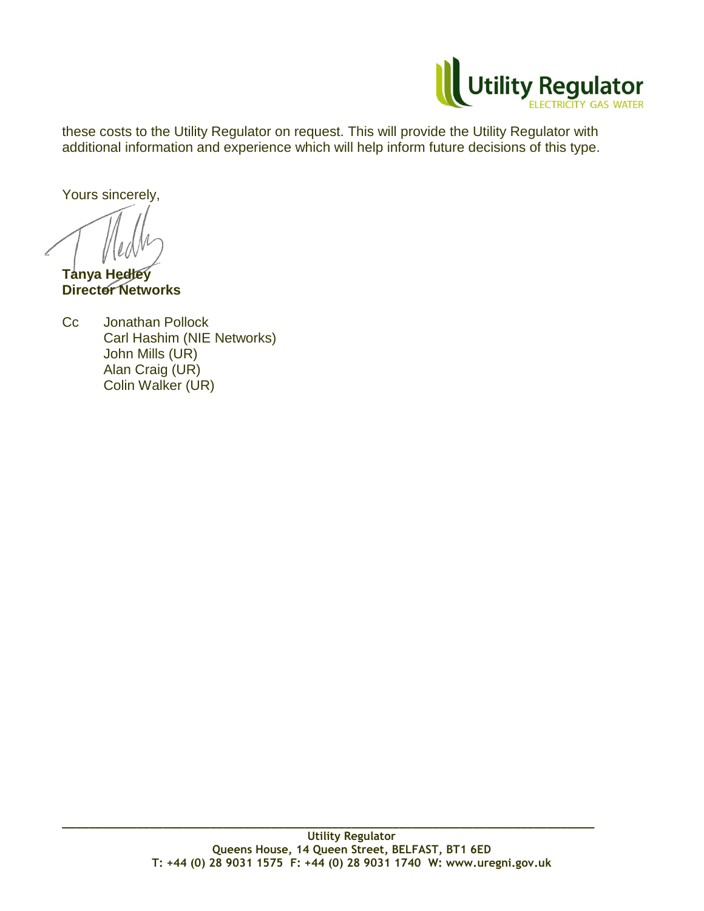these costs to the Utility Regulator on request. This will provide the Utility Regulator with additional information and experience which will help inform future decisions of this type.

Yours sincerely,

**Tanya Hedley**
**Director Networks**

Cc Jonathan Pollock
Carl Hashim (NIE Networks)
John Mills (UR)
Alan Craig (UR)
Colin Walker (UR)